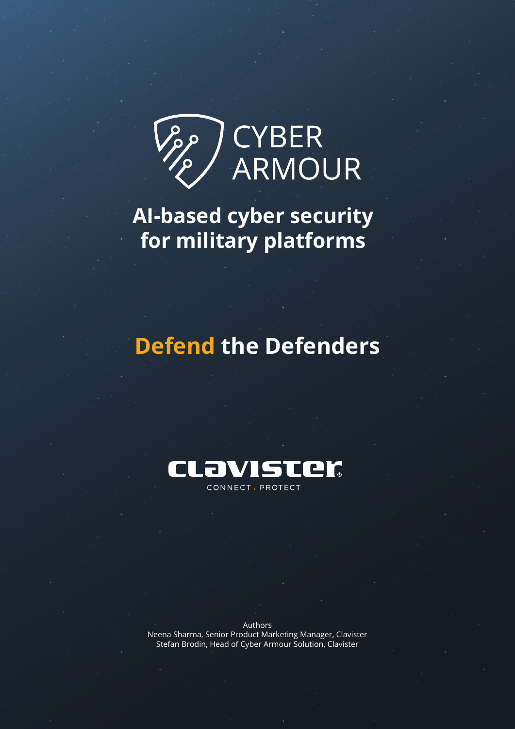# CYBER ARMOUR

## AI-based cyber security for military platforms

## Defend the Defenders

CLAVISTER

CONNECT . PROTECT

Authors

Neena Sharma, Senior Product Marketing Manager, Clavister

Stefan Brodin, Head of Cyber Armour Solution, Clavister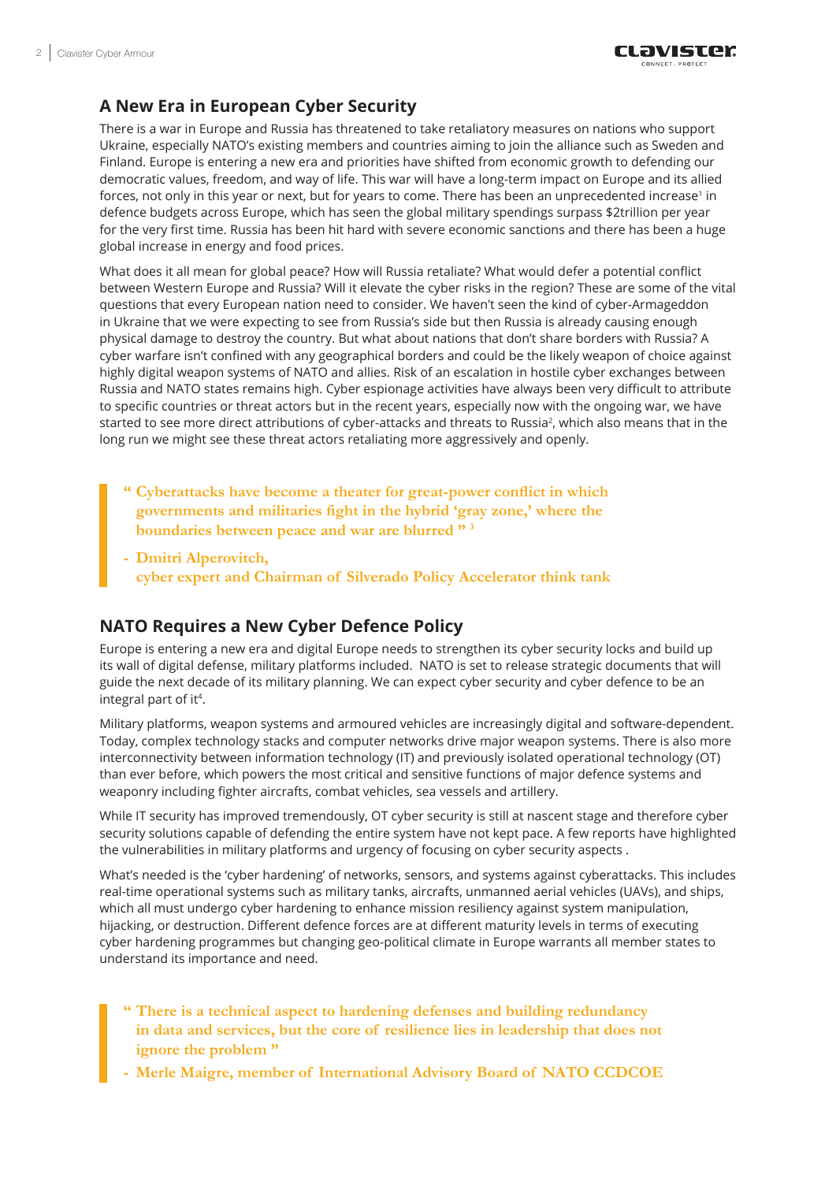## A New Era in European Cyber Security

There is a war in Europe and Russia has threatened to take retaliatory measures on nations who support Ukraine, especially NATO's existing members and countries aiming to join the alliance such as Sweden and Finland. Europe is entering a new era and priorities have shifted from economic growth to defending our democratic values, freedom, and way of life. This war will have a long-term impact on Europe and its allied forces, not only in this year or next, but for years to come. There has been an unprecedented increase[1] in defence budgets across Europe, which has seen the global military spendings surpass $2trillion per year for the very first time. Russia has been hit hard with severe economic sanctions and there has been a huge global increase in energy and food prices.

What does it all mean for global peace? How will Russia retaliate? What would defer a potential conflict between Western Europe and Russia? Will it elevate the cyber risks in the region? These are some of the vital questions that every European nation need to consider. We haven't seen the kind of cyber-Armageddon in Ukraine that we were expecting to see from Russia's side but then Russia is already causing enough physical damage to destroy the country. But what about nations that don't share borders with Russia? A cyber warfare isn't confined with any geographical borders and could be the likely weapon of choice against highly digital weapon systems of NATO and allies. Risk of an escalation in hostile cyber exchanges between Russia and NATO states remains high. Cyber espionage activities have always been very difficult to attribute to specific countries or threat actors but in the recent years, especially now with the ongoing war, we have started to see more direct attributions of cyber-attacks and threats to Russia[2], which also means that in the long run we might see these threat actors retaliating more aggressively and openly.

> **" Cyberattacks have become a theater for great-power conflict in which governments and militaries fight in the hybrid 'gray zone,' where the boundaries between peace and war are blurred "[3]**
>
> **- Dmitri Alperovitch, cyber expert and Chairman of Silverado Policy Accelerator think tank**

## NATO Requires a New Cyber Defence Policy

Europe is entering a new era and digital Europe needs to strengthen its cyber security locks and build up its wall of digital defense, military platforms included. NATO is set to release strategic documents that will guide the next decade of its military planning. We can expect cyber security and cyber defence to be an integral part of it[4].

Military platforms, weapon systems and armoured vehicles are increasingly digital and software-dependent. Today, complex technology stacks and computer networks drive major weapon systems. There is also more interconnectivity between information technology (IT) and previously isolated operational technology (OT) than ever before, which powers the most critical and sensitive functions of major defence systems and weaponry including fighter aircrafts, combat vehicles, sea vessels and artillery.

While IT security has improved tremendously, OT cyber security is still at nascent stage and therefore cyber security solutions capable of defending the entire system have not kept pace. A few reports have highlighted the vulnerabilities in military platforms and urgency of focusing on cyber security aspects .

What's needed is the 'cyber hardening' of networks, sensors, and systems against cyberattacks. This includes real-time operational systems such as military tanks, aircrafts, unmanned aerial vehicles (UAVs), and ships, which all must undergo cyber hardening to enhance mission resiliency against system manipulation, hijacking, or destruction. Different defence forces are at different maturity levels in terms of executing cyber hardening programmes but changing geo-political climate in Europe warrants all member states to understand its importance and need.

> **" There is a technical aspect to hardening defenses and building redundancy in data and services, but the core of resilience lies in leadership that does not ignore the problem "**
>
> **- Merle Maigre, member of International Advisory Board of NATO CCDCOE**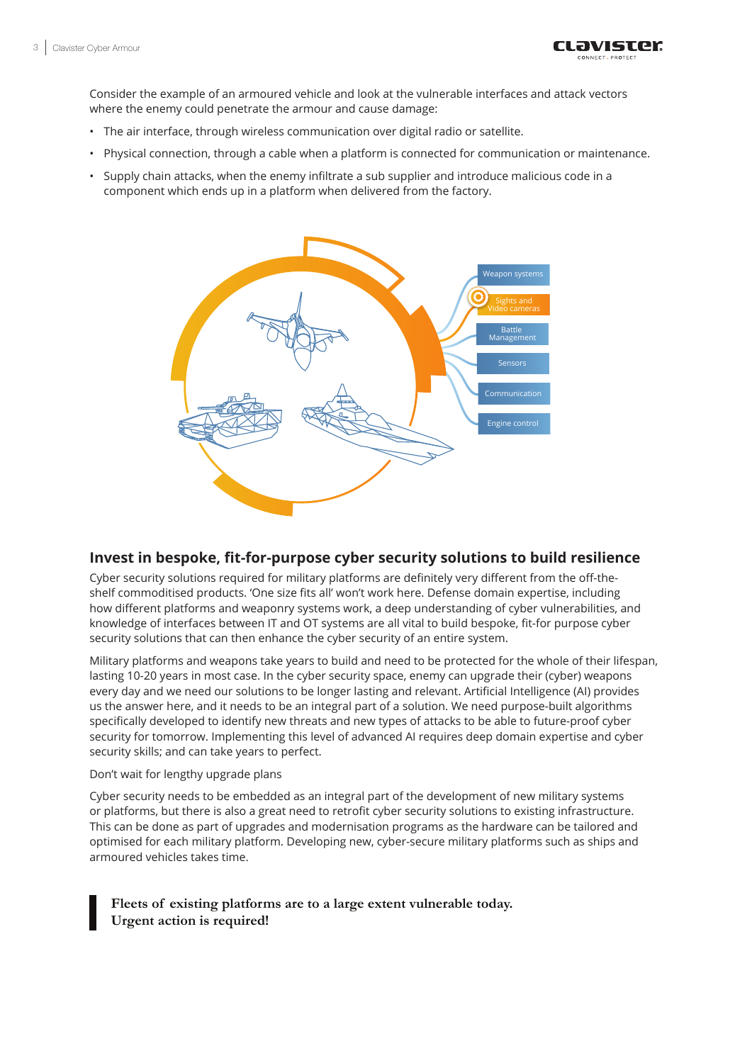Consider the example of an armoured vehicle and look at the vulnerable interfaces and attack vectors where the enemy could penetrate the armour and cause damage:

- The air interface, through wireless communication over digital radio or satellite.
- Physical connection, through a cable when a platform is connected for communication or maintenance.
- Supply chain attacks, when the enemy infiltrate a sub supplier and introduce malicious code in a component which ends up in a platform when delivered from the factory.

Weapon systems

Sights and Video cameras

Battle Management

Sensors

Communication

Engine control

## Invest in bespoke, fit-for-purpose cyber security solutions to build resilience

Cyber security solutions required for military platforms are definitely very different from the off-the-shelf commoditised products. 'One size fits all' won't work here. Defense domain expertise, including how different platforms and weaponry systems work, a deep understanding of cyber vulnerabilities, and knowledge of interfaces between IT and OT systems are all vital to build bespoke, fit-for purpose cyber security solutions that can then enhance the cyber security of an entire system.

Military platforms and weapons take years to build and need to be protected for the whole of their lifespan, lasting 10-20 years in most case. In the cyber security space, enemy can upgrade their (cyber) weapons every day and we need our solutions to be longer lasting and relevant. Artificial Intelligence (AI) provides us the answer here, and it needs to be an integral part of a solution. We need purpose-built algorithms specifically developed to identify new threats and new types of attacks to be able to future-proof cyber security for tomorrow. Implementing this level of advanced AI requires deep domain expertise and cyber security skills; and can take years to perfect.

Don't wait for lengthy upgrade plans

Cyber security needs to be embedded as an integral part of the development of new military systems or platforms, but there is also a great need to retrofit cyber security solutions to existing infrastructure. This can be done as part of upgrades and modernisation programs as the hardware can be tailored and optimised for each military platform. Developing new, cyber-secure military platforms such as ships and armoured vehicles takes time.

> **Fleets of existing platforms are to a large extent vulnerable today. Urgent action is required!**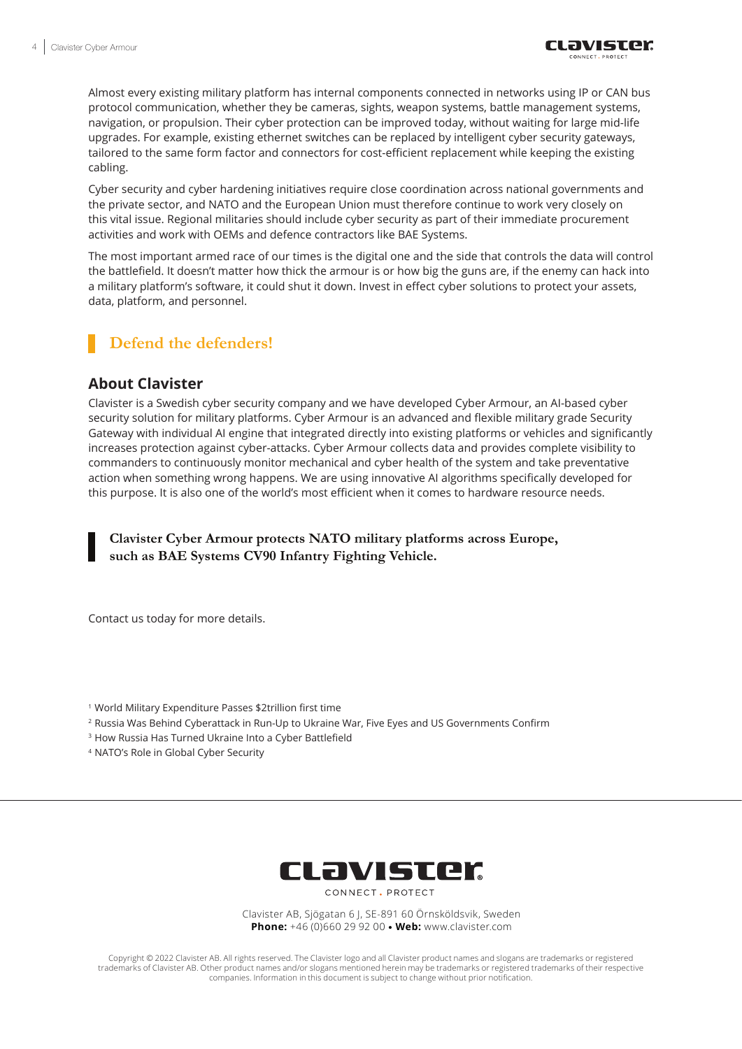Almost every existing military platform has internal components connected in networks using IP or CAN bus protocol communication, whether they be cameras, sights, weapon systems, battle management systems, navigation, or propulsion. Their cyber protection can be improved today, without waiting for large mid-life upgrades. For example, existing ethernet switches can be replaced by intelligent cyber security gateways, tailored to the same form factor and connectors for cost-efficient replacement while keeping the existing cabling.

Cyber security and cyber hardening initiatives require close coordination across national governments and the private sector, and NATO and the European Union must therefore continue to work very closely on this vital issue. Regional militaries should include cyber security as part of their immediate procurement activities and work with OEMs and defence contractors like BAE Systems.

The most important armed race of our times is the digital one and the side that controls the data will control the battlefield. It doesn't matter how thick the armour is or how big the guns are, if the enemy can hack into a military platform's software, it could shut it down. Invest in effect cyber solutions to protect your assets, data, platform, and personnel.

## Defend the defenders!

### About Clavister

Clavister is a Swedish cyber security company and we have developed Cyber Armour, an AI-based cyber security solution for military platforms. Cyber Armour is an advanced and flexible military grade Security Gateway with individual AI engine that integrated directly into existing platforms or vehicles and significantly increases protection against cyber-attacks. Cyber Armour collects data and provides complete visibility to commanders to continuously monitor mechanical and cyber health of the system and take preventative action when something wrong happens. We are using innovative AI algorithms specifically developed for this purpose. It is also one of the world's most efficient when it comes to hardware resource needs.

**Clavister Cyber Armour protects NATO military platforms across Europe, such as BAE Systems CV90 Infantry Fighting Vehicle.**

Contact us today for more details.

[1] World Military Expenditure Passes $2trillion first time
[2] Russia Was Behind Cyberattack in Run-Up to Ukraine War, Five Eyes and US Governments Confirm
[3] How Russia Has Turned Ukraine Into a Cyber Battlefield
[4] NATO's Role in Global Cyber Security

CLAVISTER
CONNECT . PROTECT

Clavister AB, Sjögatan 6 J, SE-891 60 Örnsköldsvik, Sweden
**Phone:** +46 (0)660 29 92 00 • **Web:** www.clavister.com

Copyright © 2022 Clavister AB. All rights reserved. The Clavister logo and all Clavister product names and slogans are trademarks or registered trademarks of Clavister AB. Other product names and/or slogans mentioned herein may be trademarks or registered trademarks of their respective companies. Information in this document is subject to change without prior notification.